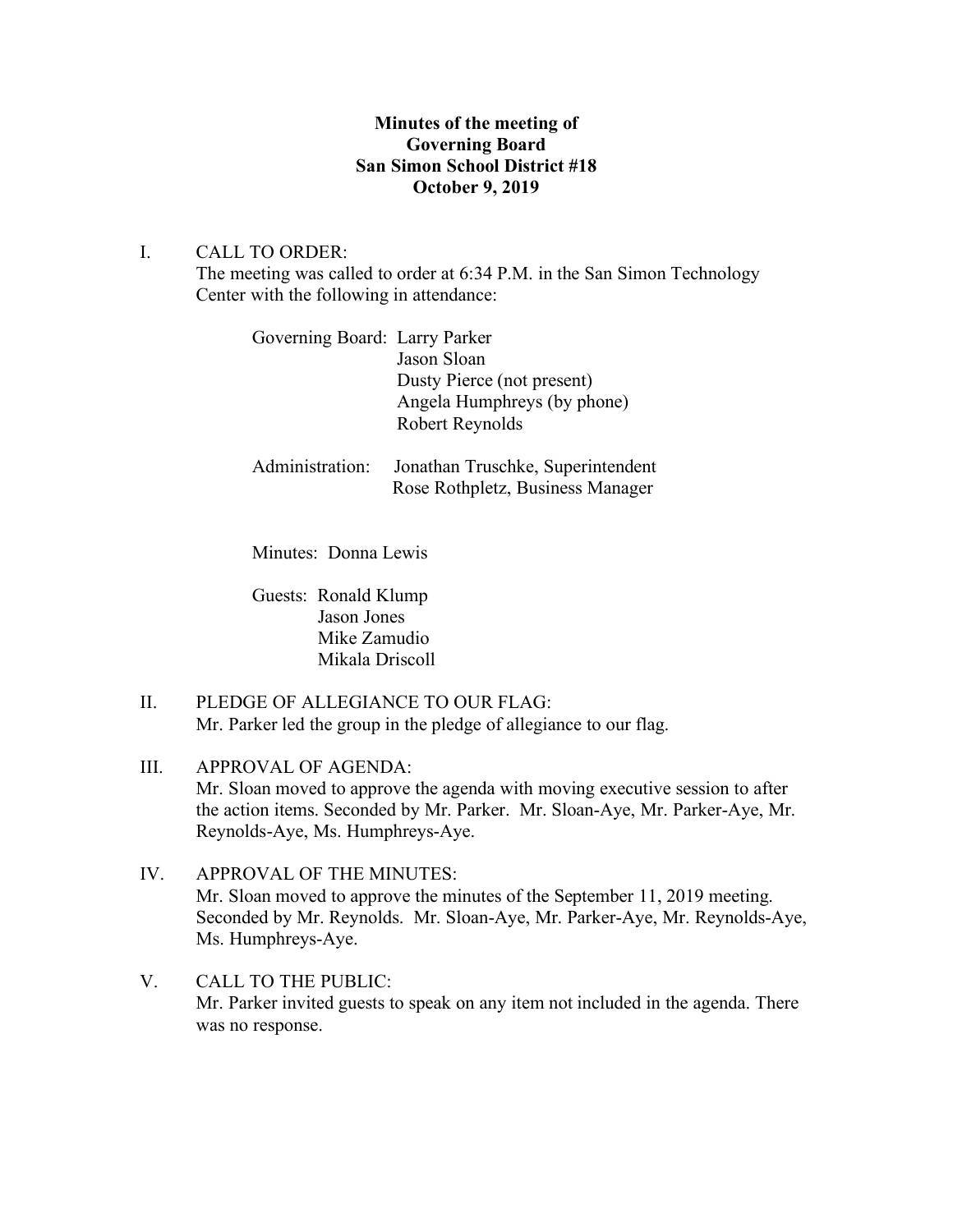**Minutes of the meeting of**
**Governing Board**
**San Simon School District #18**
**October 9, 2019**

I. CALL TO ORDER:
The meeting was called to order at 6:34 P.M. in the San Simon Technology Center with the following in attendance:

Governing Board: Larry Parker
Jason Sloan
Dusty Pierce (not present)
Angela Humphreys (by phone)
Robert Reynolds

Administration: Jonathan Truschke, Superintendent
Rose Rothpletz, Business Manager

Minutes: Donna Lewis

Guests: Ronald Klump
Jason Jones
Mike Zamudio
Mikala Driscoll

II. PLEDGE OF ALLEGIANCE TO OUR FLAG:
Mr. Parker led the group in the pledge of allegiance to our flag.

III. APPROVAL OF AGENDA:
Mr. Sloan moved to approve the agenda with moving executive session to after the action items. Seconded by Mr. Parker. Mr. Sloan-Aye, Mr. Parker-Aye, Mr. Reynolds-Aye, Ms. Humphreys-Aye.

IV. APPROVAL OF THE MINUTES:
Mr. Sloan moved to approve the minutes of the September 11, 2019 meeting. Seconded by Mr. Reynolds. Mr. Sloan-Aye, Mr. Parker-Aye, Mr. Reynolds-Aye, Ms. Humphreys-Aye.

V. CALL TO THE PUBLIC:
Mr. Parker invited guests to speak on any item not included in the agenda. There was no response.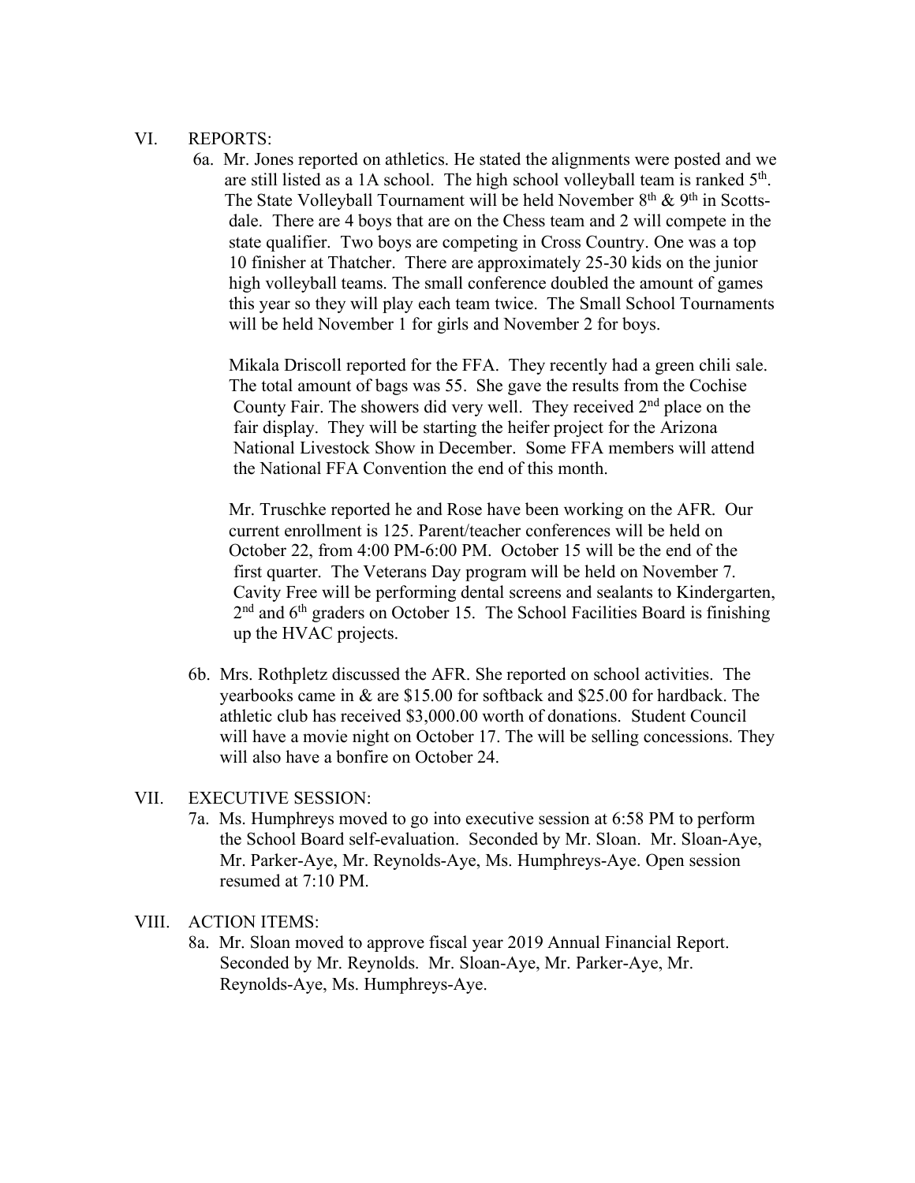VI. REPORTS:

6a. Mr. Jones reported on athletics. He stated the alignments were posted and we are still listed as a 1A school. The high school volleyball team is ranked 5th. The State Volleyball Tournament will be held November 8th & 9th in Scottsdale. There are 4 boys that are on the Chess team and 2 will compete in the state qualifier. Two boys are competing in Cross Country. One was a top 10 finisher at Thatcher. There are approximately 25-30 kids on the junior high volleyball teams. The small conference doubled the amount of games this year so they will play each team twice. The Small School Tournaments will be held November 1 for girls and November 2 for boys.

Mikala Driscoll reported for the FFA. They recently had a green chili sale. The total amount of bags was 55. She gave the results from the Cochise County Fair. The showers did very well. They received 2nd place on the fair display. They will be starting the heifer project for the Arizona National Livestock Show in December. Some FFA members will attend the National FFA Convention the end of this month.

Mr. Truschke reported he and Rose have been working on the AFR. Our current enrollment is 125. Parent/teacher conferences will be held on October 22, from 4:00 PM-6:00 PM. October 15 will be the end of the first quarter. The Veterans Day program will be held on November 7. Cavity Free will be performing dental screens and sealants to Kindergarten, 2nd and 6th graders on October 15. The School Facilities Board is finishing up the HVAC projects.

6b. Mrs. Rothpletz discussed the AFR. She reported on school activities. The yearbooks came in & are $15.00 for softback and $25.00 for hardback. The athletic club has received $3,000.00 worth of donations. Student Council will have a movie night on October 17. The will be selling concessions. They will also have a bonfire on October 24.

VII. EXECUTIVE SESSION:

7a. Ms. Humphreys moved to go into executive session at 6:58 PM to perform the School Board self-evaluation. Seconded by Mr. Sloan. Mr. Sloan-Aye, Mr. Parker-Aye, Mr. Reynolds-Aye, Ms. Humphreys-Aye. Open session resumed at 7:10 PM.

VIII. ACTION ITEMS:

8a. Mr. Sloan moved to approve fiscal year 2019 Annual Financial Report. Seconded by Mr. Reynolds. Mr. Sloan-Aye, Mr. Parker-Aye, Mr. Reynolds-Aye, Ms. Humphreys-Aye.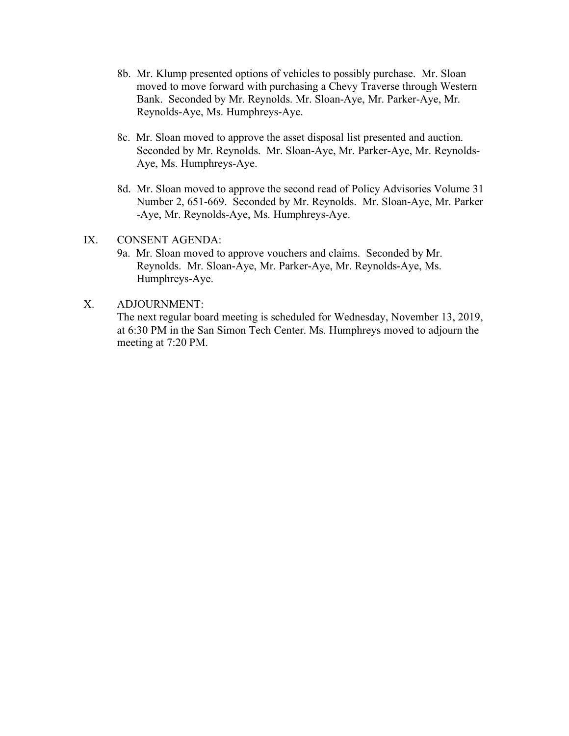8b. Mr. Klump presented options of vehicles to possibly purchase. Mr. Sloan moved to move forward with purchasing a Chevy Traverse through Western Bank. Seconded by Mr. Reynolds. Mr. Sloan-Aye, Mr. Parker-Aye, Mr. Reynolds-Aye, Ms. Humphreys-Aye.

8c. Mr. Sloan moved to approve the asset disposal list presented and auction. Seconded by Mr. Reynolds. Mr. Sloan-Aye, Mr. Parker-Aye, Mr. Reynolds-Aye, Ms. Humphreys-Aye.

8d. Mr. Sloan moved to approve the second read of Policy Advisories Volume 31 Number 2, 651-669. Seconded by Mr. Reynolds. Mr. Sloan-Aye, Mr. Parker -Aye, Mr. Reynolds-Aye, Ms. Humphreys-Aye.

IX. CONSENT AGENDA:

9a. Mr. Sloan moved to approve vouchers and claims. Seconded by Mr. Reynolds. Mr. Sloan-Aye, Mr. Parker-Aye, Mr. Reynolds-Aye, Ms. Humphreys-Aye.

X. ADJOURNMENT:

The next regular board meeting is scheduled for Wednesday, November 13, 2019, at 6:30 PM in the San Simon Tech Center. Ms. Humphreys moved to adjourn the meeting at 7:20 PM.